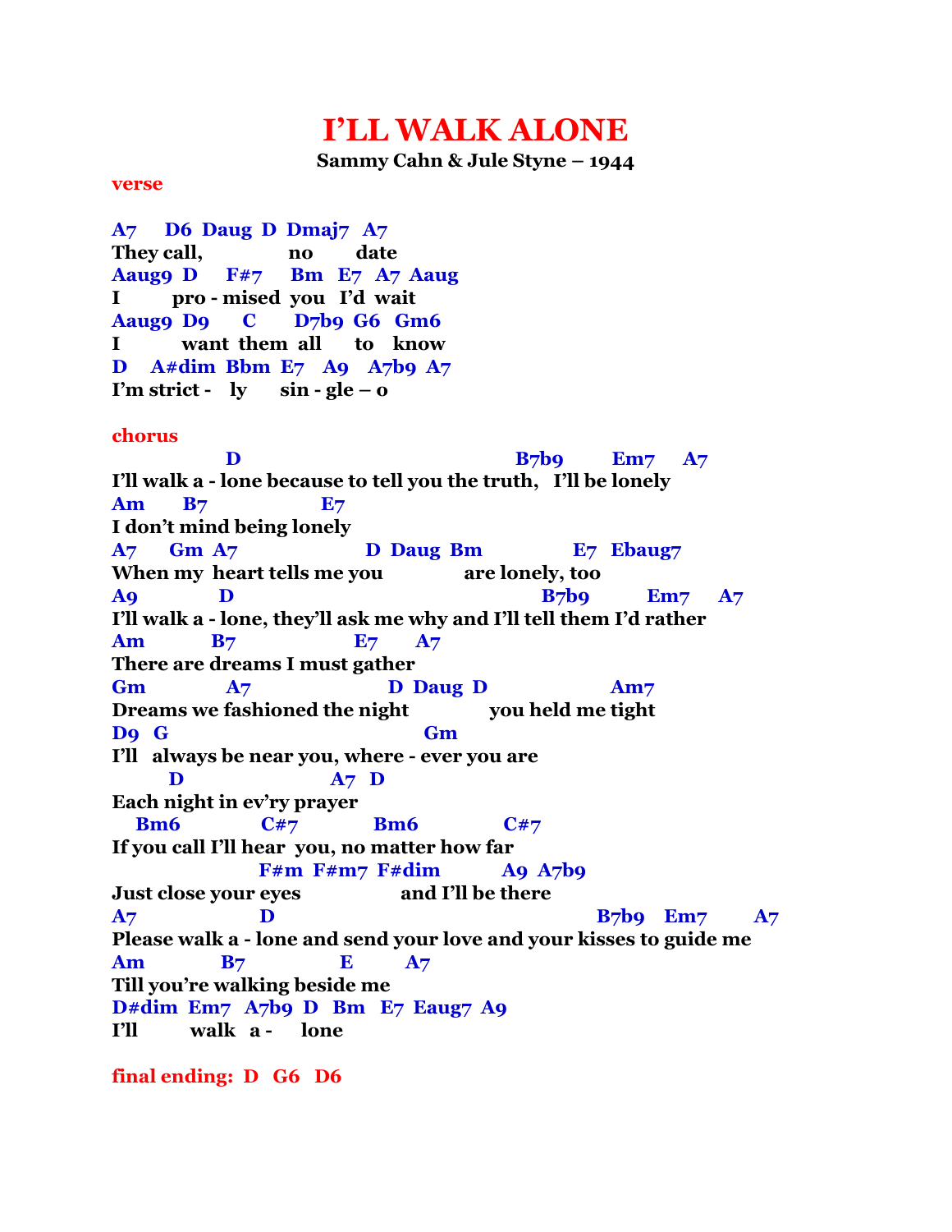# I'LL WALK ALONE

**Sammy Cahn & Jule Styne – 1944**

**verse**

```
A7    D6  Daug  D  Dmaj7  A7
They call,             no       date
Aaug9  D     F#7     Bm   E7   A7  Aaug
I         pro - mised  you   I'd  wait
Aaug9  D9      C      D7b9  G6   Gm6
I          want  them  all      to    know
D    A#dim  Bbm  E7   A9   A7b9  A7
I'm strict -    ly      sin - gle – o
```

**chorus**

```
              D                                    B7b9        Em7     A7
I'll walk a - lone because to tell you the truth,   I'll be lonely
Am       B7                  E7
I don't mind being lonely
A7      Gm  A7                   D  Daug  Bm              E7   Ebaug7
When my  heart tells me you              are lonely, too
A9             D                                        B7b9         Em7      A7
I'll walk a - lone, they'll ask me why and I'll tell them I'd rather
Am           B7                    E7       A7
There are dreams I must gather
Gm             A7                      D  Daug  D                  Am7
Dreams we fashioned the night              you held me tight
D9  G                                   Gm
I'll   always be near you, where - ever you are
       D                      A7   D
Each night in ev'ry prayer
   Bm6           C#7            Bm6             C#7
If you call I'll hear  you, no matter how far
                  F#m  F#m7  F#dim          A9  A7b9
Just close your eyes                and I'll be there
A7                 D                                        B7b9    Em7        A7
Please walk a - lone and send your love and your kisses to guide me
Am             B7                E          A7
Till you're walking beside me
D#dim  Em7   A7b9  D   Bm   E7  Eaug7  A9
I'll         walk   a -     lone
```

**final ending: D G6 D6**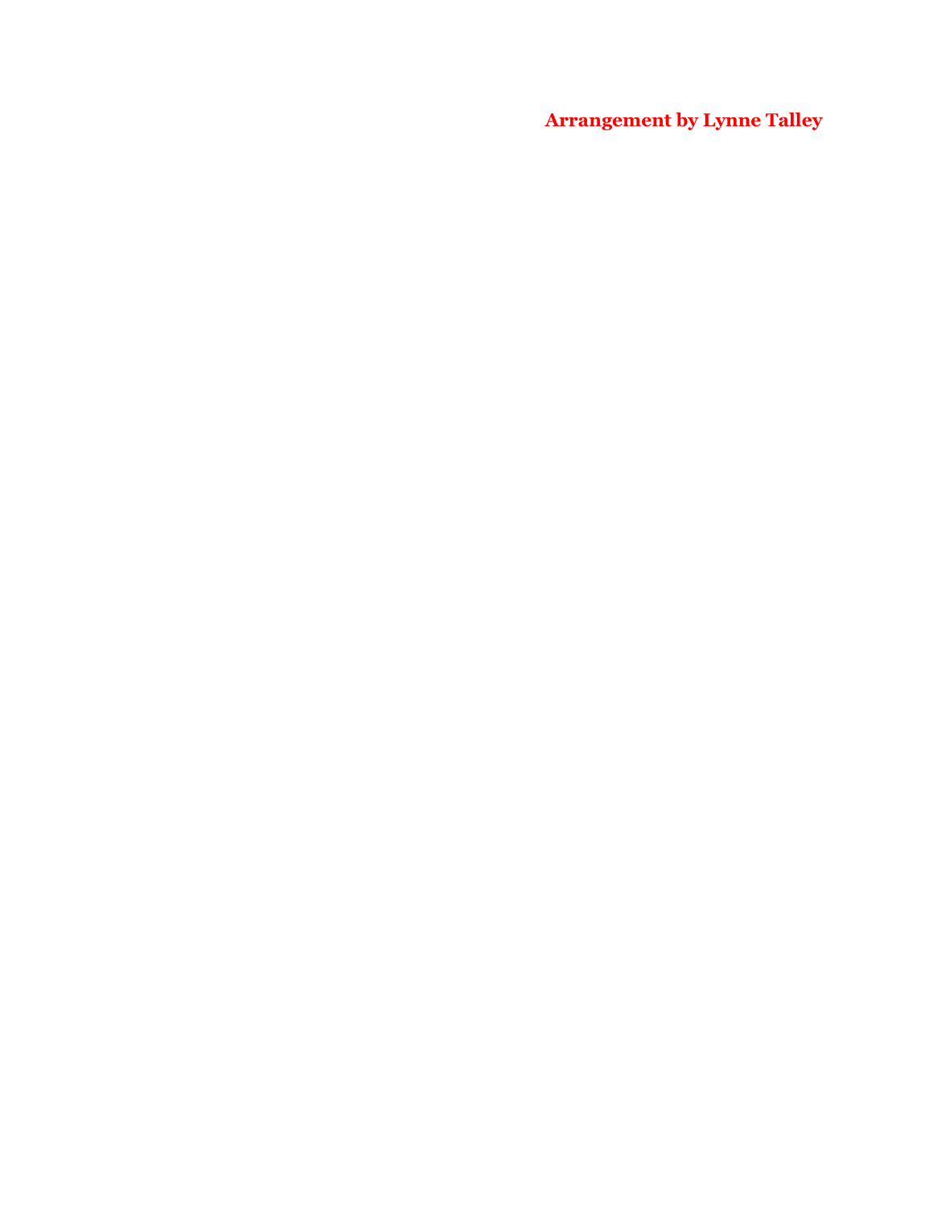**Arrangement by Lynne Talley**